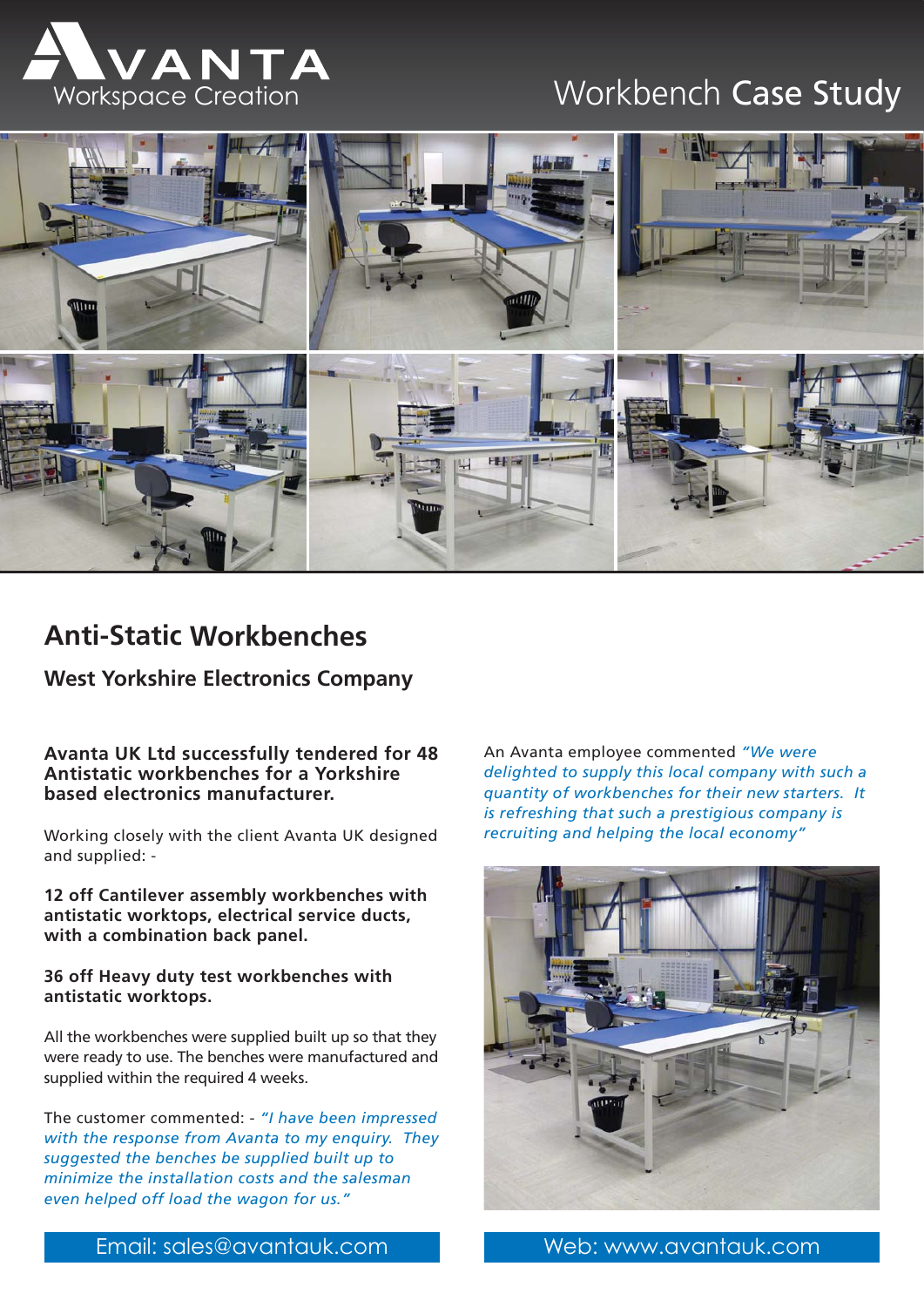AVANTA
Workspace Creation

# Workbench **Case Study**

## Anti-Static Workbenches

### West Yorkshire Electronics Company

**Avanta UK Ltd successfully tendered for 48 Antistatic workbenches for a Yorkshire based electronics manufacturer.**

Working closely with the client Avanta UK designed and supplied: -

**12 off Cantilever assembly workbenches with antistatic worktops, electrical service ducts, with a combination back panel.**

**36 off Heavy duty test workbenches with antistatic worktops.**

All the workbenches were supplied built up so that they were ready to use. The benches were manufactured and supplied within the required 4 weeks.

The customer commented: - *"I have been impressed with the response from Avanta to my enquiry. They suggested the benches be supplied built up to minimize the installation costs and the salesman even helped off load the wagon for us."*

An Avanta employee commented *"We were delighted to supply this local company with such a quantity of workbenches for their new starters. It is refreshing that such a prestigious company is recruiting and helping the local economy"*

Email: sales@avantauk.com

Web: www.avantauk.com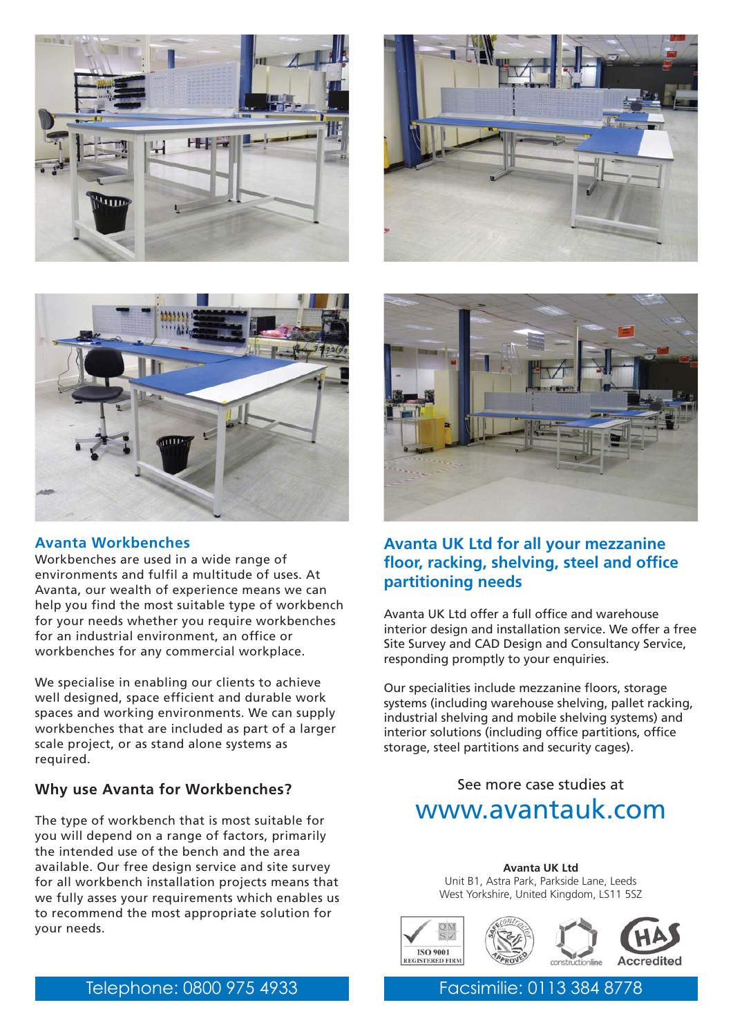## Avanta Workbenches

Workbenches are used in a wide range of environments and fulfil a multitude of uses. At Avanta, our wealth of experience means we can help you find the most suitable type of workbench for your needs whether you require workbenches for an industrial environment, an office or workbenches for any commercial workplace.

We specialise in enabling our clients to achieve well designed, space efficient and durable work spaces and working environments. We can supply workbenches that are included as part of a larger scale project, or as stand alone systems as required.

### Why use Avanta for Workbenches?

The type of workbench that is most suitable for you will depend on a range of factors, primarily the intended use of the bench and the area available. Our free design service and site survey for all workbench installation projects means that we fully asses your requirements which enables us to recommend the most appropriate solution for your needs.

## Avanta UK Ltd for all your mezzanine floor, racking, shelving, steel and office partitioning needs

Avanta UK Ltd offer a full office and warehouse interior design and installation service. We offer a free Site Survey and CAD Design and Consultancy Service, responding promptly to your enquiries.

Our specialities include mezzanine floors, storage systems (including warehouse shelving, pallet racking, industrial shelving and mobile shelving systems) and interior solutions (including office partitions, office storage, steel partitions and security cages).

See more case studies at

**www.avantauk.com**

**Avanta UK Ltd**
Unit B1, Astra Park, Parkside Lane, Leeds
West Yorkshire, United Kingdom, LS11 5SZ

ISO 9001 REGISTERED FIRM — SafeContractor Approved — constructionline — CHAS Accredited

Telephone: 0800 975 4933

Facsimilie: 0113 384 8778